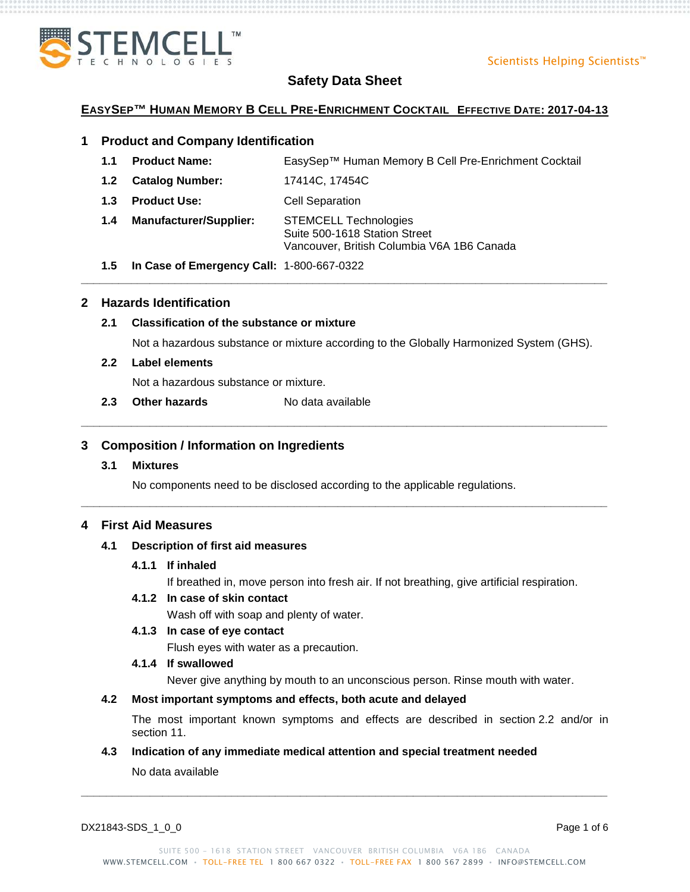# Safety Data Sheet

**EASYSEP™ HUMAN MEMORY B CELL PRE-ENRICHMENT COCKTAIL EFFECTIVE DATE: 2017-04-13**

## 1 Product and Company Identification

| | | |
|---|---|---|
| **1.1** | **Product Name:** | EasySep™ Human Memory B Cell Pre-Enrichment Cocktail |
| **1.2** | **Catalog Number:** | 17414C, 17454C |
| **1.3** | **Product Use:** | Cell Separation |
| **1.4** | **Manufacturer/Supplier:** | STEMCELL Technologies<br>Suite 500-1618 Station Street<br>Vancouver, British Columbia V6A 1B6 Canada |
| **1.5** | **In Case of Emergency Call:** | 1-800-667-0322 |

## 2 Hazards Identification

### 2.1 Classification of the substance or mixture

Not a hazardous substance or mixture according to the Globally Harmonized System (GHS).

### 2.2 Label elements

Not a hazardous substance or mixture.

### 2.3 Other hazards

No data available

## 3 Composition / Information on Ingredients

### 3.1 Mixtures

No components need to be disclosed according to the applicable regulations.

## 4 First Aid Measures

### 4.1 Description of first aid measures

#### 4.1.1 If inhaled

If breathed in, move person into fresh air. If not breathing, give artificial respiration.

#### 4.1.2 In case of skin contact

Wash off with soap and plenty of water.

#### 4.1.3 In case of eye contact

Flush eyes with water as a precaution.

#### 4.1.4 If swallowed

Never give anything by mouth to an unconscious person. Rinse mouth with water.

### 4.2 Most important symptoms and effects, both acute and delayed

The most important known symptoms and effects are described in section 2.2 and/or in section 11.

### 4.3 Indication of any immediate medical attention and special treatment needed

No data available

DX21843-SDS_1_0_0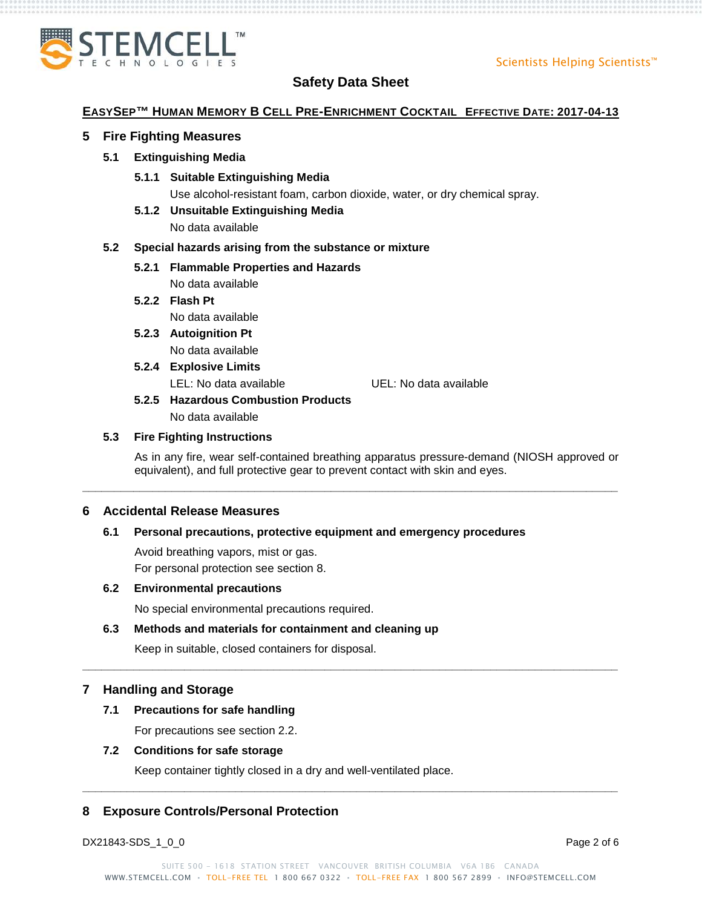## 5 Fire Fighting Measures

### 5.1 Extinguishing Media

#### 5.1.1 Suitable Extinguishing Media

Use alcohol-resistant foam, carbon dioxide, water, or dry chemical spray.

#### 5.1.2 Unsuitable Extinguishing Media

No data available

### 5.2 Special hazards arising from the substance or mixture

#### 5.2.1 Flammable Properties and Hazards

No data available

#### 5.2.2 Flash Pt

No data available

#### 5.2.3 Autoignition Pt

No data available

#### 5.2.4 Explosive Limits

LEL: No data available UEL: No data available

#### 5.2.5 Hazardous Combustion Products

No data available

### 5.3 Fire Fighting Instructions

As in any fire, wear self-contained breathing apparatus pressure-demand (NIOSH approved or equivalent), and full protective gear to prevent contact with skin and eyes.

---

## 6 Accidental Release Measures

### 6.1 Personal precautions, protective equipment and emergency procedures

Avoid breathing vapors, mist or gas.
For personal protection see section 8.

### 6.2 Environmental precautions

No special environmental precautions required.

### 6.3 Methods and materials for containment and cleaning up

Keep in suitable, closed containers for disposal.

---

## 7 Handling and Storage

### 7.1 Precautions for safe handling

For precautions see section 2.2.

### 7.2 Conditions for safe storage

Keep container tightly closed in a dry and well-ventilated place.

---

## 8 Exposure Controls/Personal Protection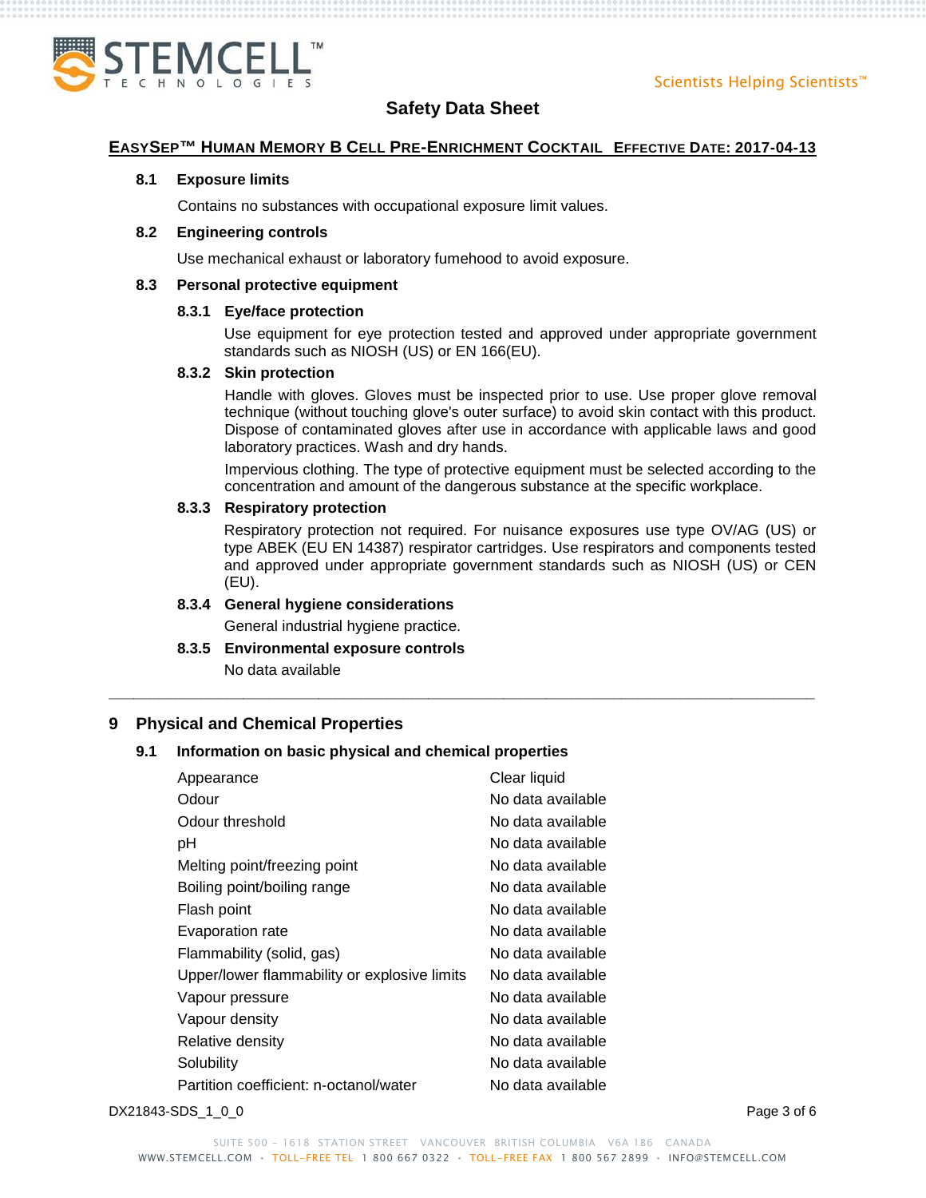### 8.1 Exposure limits

Contains no substances with occupational exposure limit values.

### 8.2 Engineering controls

Use mechanical exhaust or laboratory fumehood to avoid exposure.

### 8.3 Personal protective equipment

#### 8.3.1 Eye/face protection

Use equipment for eye protection tested and approved under appropriate government standards such as NIOSH (US) or EN 166(EU).

#### 8.3.2 Skin protection

Handle with gloves. Gloves must be inspected prior to use. Use proper glove removal technique (without touching glove's outer surface) to avoid skin contact with this product. Dispose of contaminated gloves after use in accordance with applicable laws and good laboratory practices. Wash and dry hands.

Impervious clothing. The type of protective equipment must be selected according to the concentration and amount of the dangerous substance at the specific workplace.

#### 8.3.3 Respiratory protection

Respiratory protection not required. For nuisance exposures use type OV/AG (US) or type ABEK (EU EN 14387) respirator cartridges. Use respirators and components tested and approved under appropriate government standards such as NIOSH (US) or CEN (EU).

#### 8.3.4 General hygiene considerations

General industrial hygiene practice.

#### 8.3.5 Environmental exposure controls

No data available

---

## 9 Physical and Chemical Properties

### 9.1 Information on basic physical and chemical properties

| Property | Value |
|---|---|
| Appearance | Clear liquid |
| Odour | No data available |
| Odour threshold | No data available |
| pH | No data available |
| Melting point/freezing point | No data available |
| Boiling point/boiling range | No data available |
| Flash point | No data available |
| Evaporation rate | No data available |
| Flammability (solid, gas) | No data available |
| Upper/lower flammability or explosive limits | No data available |
| Vapour pressure | No data available |
| Vapour density | No data available |
| Relative density | No data available |
| Solubility | No data available |
| Partition coefficient: n-octanol/water | No data available |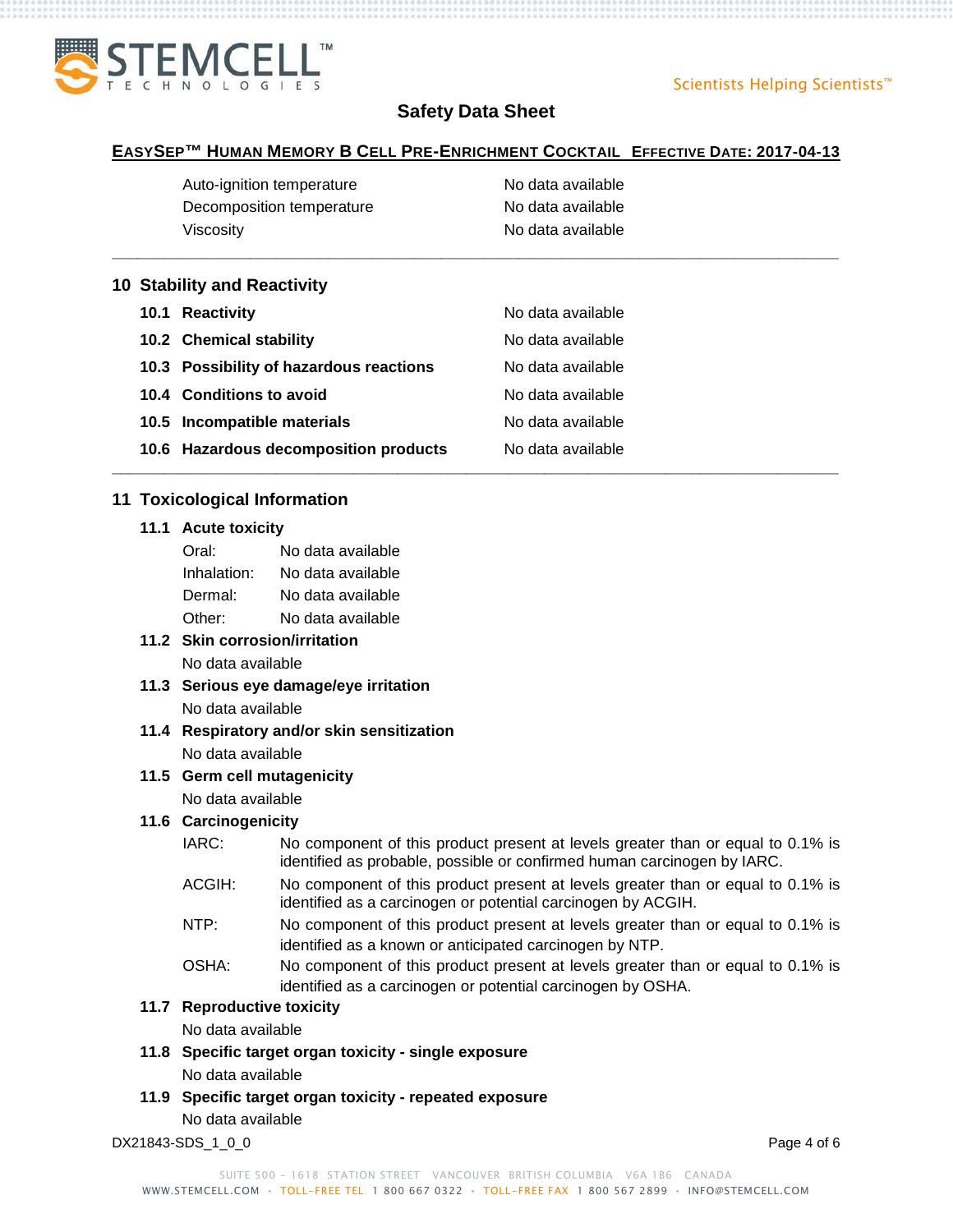| | |
|---|---|
| Auto-ignition temperature | No data available |
| Decomposition temperature | No data available |
| Viscosity | No data available |

## 10 Stability and Reactivity

| | |
|---|---|
| **10.1 Reactivity** | No data available |
| **10.2 Chemical stability** | No data available |
| **10.3 Possibility of hazardous reactions** | No data available |
| **10.4 Conditions to avoid** | No data available |
| **10.5 Incompatible materials** | No data available |
| **10.6 Hazardous decomposition products** | No data available |

## 11 Toxicological Information

### 11.1 Acute toxicity

| | |
|---|---|
| Oral: | No data available |
| Inhalation: | No data available |
| Dermal: | No data available |
| Other: | No data available |

### 11.2 Skin corrosion/irritation

No data available

### 11.3 Serious eye damage/eye irritation

No data available

### 11.4 Respiratory and/or skin sensitization

No data available

### 11.5 Germ cell mutagenicity

No data available

### 11.6 Carcinogenicity

| | |
|---|---|
| IARC: | No component of this product present at levels greater than or equal to 0.1% is identified as probable, possible or confirmed human carcinogen by IARC. |
| ACGIH: | No component of this product present at levels greater than or equal to 0.1% is identified as a carcinogen or potential carcinogen by ACGIH. |
| NTP: | No component of this product present at levels greater than or equal to 0.1% is identified as a known or anticipated carcinogen by NTP. |
| OSHA: | No component of this product present at levels greater than or equal to 0.1% is identified as a carcinogen or potential carcinogen by OSHA. |

### 11.7 Reproductive toxicity

No data available

### 11.8 Specific target organ toxicity - single exposure

No data available

### 11.9 Specific target organ toxicity - repeated exposure

No data available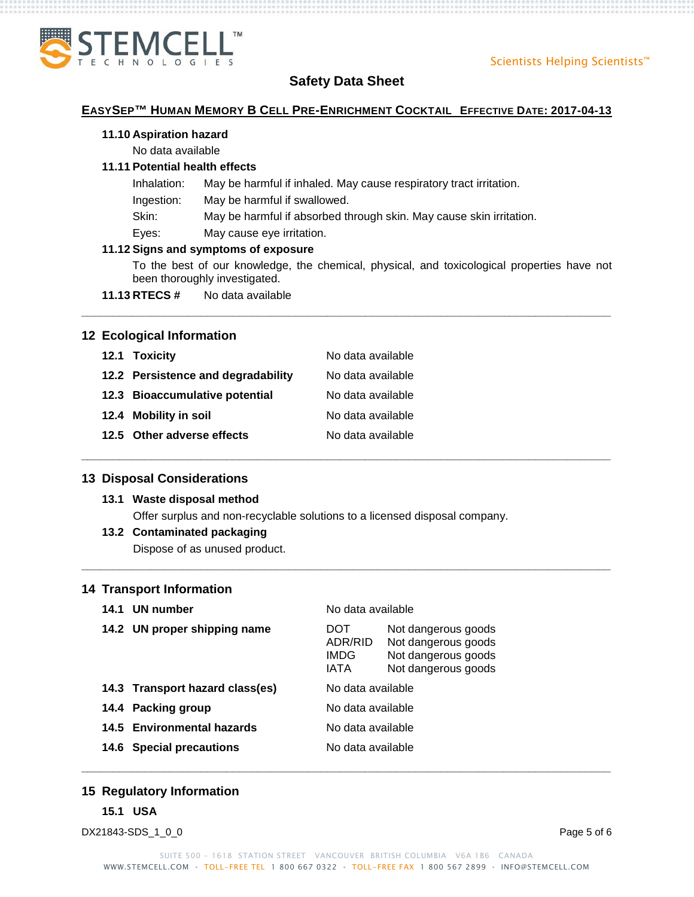### 11.10 Aspiration hazard

No data available

### 11.11 Potential health effects

| | |
|---|---|
| Inhalation: | May be harmful if inhaled. May cause respiratory tract irritation. |
| Ingestion: | May be harmful if swallowed. |
| Skin: | May be harmful if absorbed through skin. May cause skin irritation. |
| Eyes: | May cause eye irritation. |

### 11.12 Signs and symptoms of exposure

To the best of our knowledge, the chemical, physical, and toxicological properties have not been thoroughly investigated.

### 11.13 RTECS #

No data available

---

## 12 Ecological Information

| | |
|---|---|
| **12.1 Toxicity** | No data available |
| **12.2 Persistence and degradability** | No data available |
| **12.3 Bioaccumulative potential** | No data available |
| **12.4 Mobility in soil** | No data available |
| **12.5 Other adverse effects** | No data available |

---

## 13 Disposal Considerations

### 13.1 Waste disposal method

Offer surplus and non-recyclable solutions to a licensed disposal company.

### 13.2 Contaminated packaging

Dispose of as unused product.

---

## 14 Transport Information

| | | |
|---|---|---|
| **14.1 UN number** | No data available | |
| **14.2 UN proper shipping name** | DOT | Not dangerous goods |
| | ADR/RID | Not dangerous goods |
| | IMDG | Not dangerous goods |
| | IATA | Not dangerous goods |
| **14.3 Transport hazard class(es)** | No data available | |
| **14.4 Packing group** | No data available | |
| **14.5 Environmental hazards** | No data available | |
| **14.6 Special precautions** | No data available | |

---

## 15 Regulatory Information

### 15.1 USA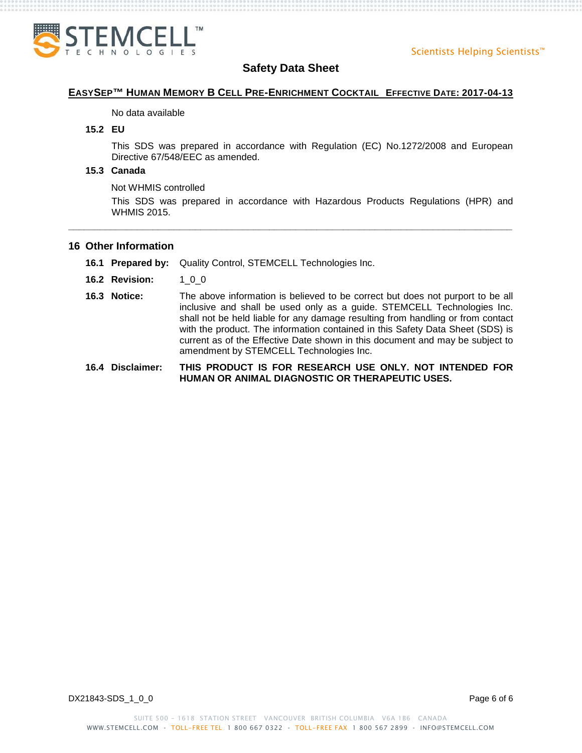No data available

### 15.2 EU

This SDS was prepared in accordance with Regulation (EC) No.1272/2008 and European Directive 67/548/EEC as amended.

### 15.3 Canada

Not WHMIS controlled

This SDS was prepared in accordance with Hazardous Products Regulations (HPR) and WHMIS 2015.

---

## 16 Other Information

**16.1 Prepared by:** Quality Control, STEMCELL Technologies Inc.

**16.2 Revision:** 1_0_0

**16.3 Notice:** The above information is believed to be correct but does not purport to be all inclusive and shall be used only as a guide. STEMCELL Technologies Inc. shall not be held liable for any damage resulting from handling or from contact with the product. The information contained in this Safety Data Sheet (SDS) is current as of the Effective Date shown in this document and may be subject to amendment by STEMCELL Technologies Inc.

**16.4 Disclaimer:** **THIS PRODUCT IS FOR RESEARCH USE ONLY. NOT INTENDED FOR HUMAN OR ANIMAL DIAGNOSTIC OR THERAPEUTIC USES.**